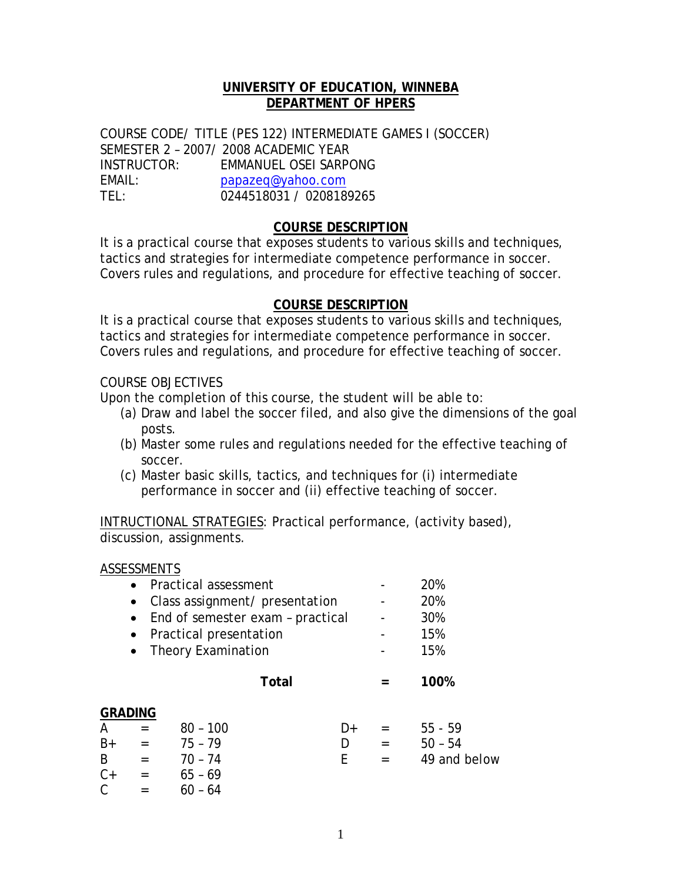**UNIVERSITY OF EDUCATION, WINNEBA**
**DEPARTMENT OF HPERS**

COURSE CODE/ TITLE (PES 122) INTERMEDIATE GAMES I (SOCCER)
SEMESTER 2 – 2007/ 2008 ACADEMIC YEAR
INSTRUCTOR: EMMANUEL OSEI SARPONG
EMAIL: papazeq@yahoo.com
TEL: 0244518031 / 0208189265

## COURSE DESCRIPTION

It is a practical course that exposes students to various skills and techniques, tactics and strategies for intermediate competence performance in soccer. Covers rules and regulations, and procedure for effective teaching of soccer.

## COURSE DESCRIPTION

It is a practical course that exposes students to various skills and techniques, tactics and strategies for intermediate competence performance in soccer. Covers rules and regulations, and procedure for effective teaching of soccer.

COURSE OBJECTIVES

Upon the completion of this course, the student will be able to:

(a) Draw and label the soccer filed, and also give the dimensions of the goal posts.
(b) Master some rules and regulations needed for the effective teaching of soccer.
(c) Master basic skills, tactics, and techniques for (i) intermediate performance in soccer and (ii) effective teaching of soccer.

INTRUCTIONAL STRATEGIES: Practical performance, (activity based), discussion, assignments.

ASSESSMENTS

| | | |
|---|---|---|
| • Practical assessment | - | 20% |
| • Class assignment/ presentation | - | 20% |
| • End of semester exam – practical | - | 30% |
| • Practical presentation | - | 15% |
| • Theory Examination | - | 15% |
| **Total** | **=** | **100%** |

**GRADING**

| | | | | | |
|---|---|---|---|---|---|
| A | = | 80 – 100 | D+ | = | 55 - 59 |
| B+ | = | 75 – 79 | D | = | 50 – 54 |
| B | = | 70 – 74 | E | = | 49 and below |
| C+ | = | 65 – 69 | | | |
| C | = | 60 – 64 | | | |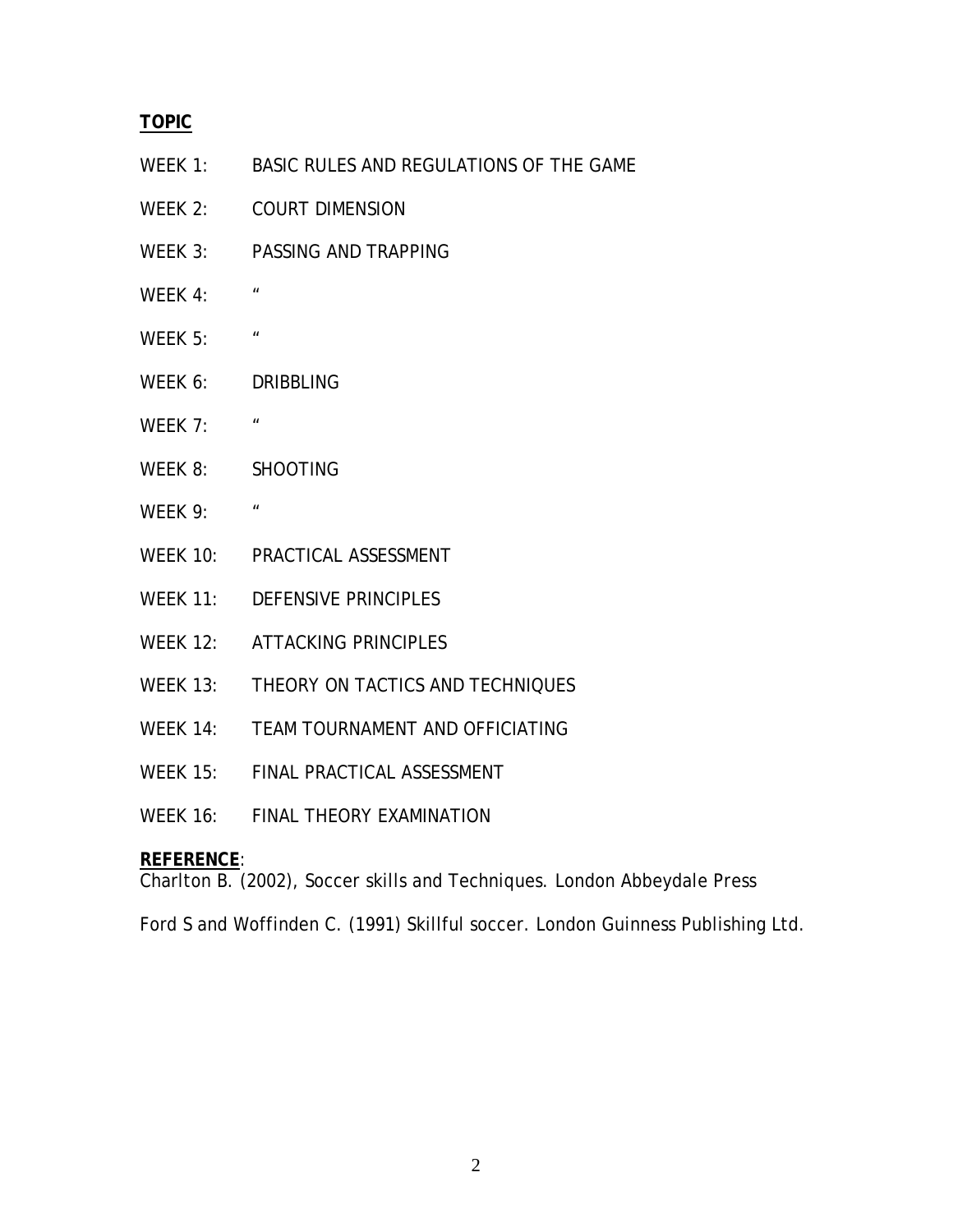**TOPIC**

WEEK 1: BASIC RULES AND REGULATIONS OF THE GAME

WEEK 2: COURT DIMENSION

WEEK 3: PASSING AND TRAPPING

WEEK 4: "

WEEK 5: "

WEEK 6: DRIBBLING

WEEK 7: "

WEEK 8: SHOOTING

WEEK 9: "

WEEK 10: PRACTICAL ASSESSMENT

WEEK 11: DEFENSIVE PRINCIPLES

WEEK 12: ATTACKING PRINCIPLES

WEEK 13: THEORY ON TACTICS AND TECHNIQUES

WEEK 14: TEAM TOURNAMENT AND OFFICIATING

WEEK 15: FINAL PRACTICAL ASSESSMENT

WEEK 16: FINAL THEORY EXAMINATION

**REFERENCE**:

Charlton B. (2002), Soccer skills and Techniques. London Abbeydale Press

Ford S and Woffinden C. (1991) Skillful soccer. London Guinness Publishing Ltd.